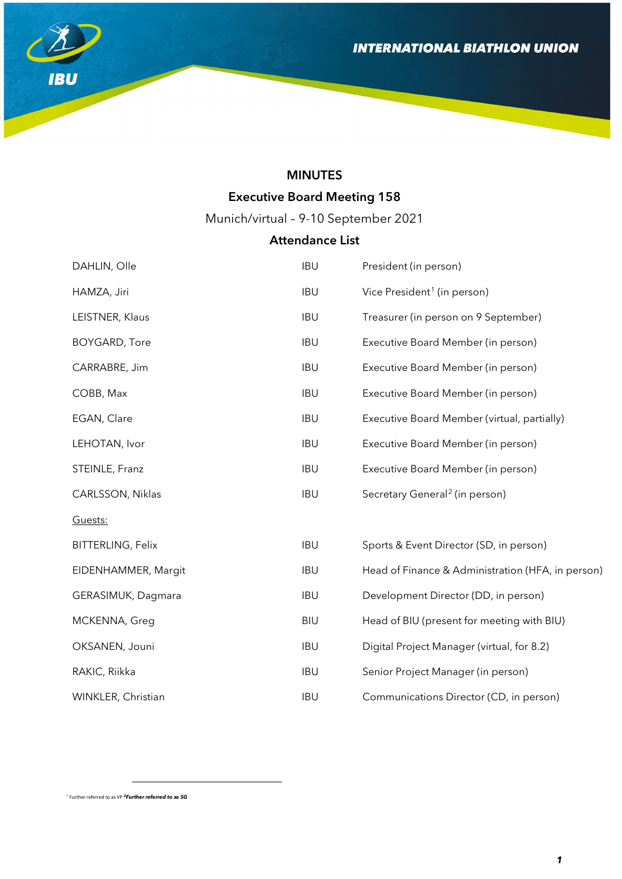# MINUTES

## Executive Board Meeting 158

Munich/virtual – 9-10 September 2021

### Attendance List

| | | |
|---|---|---|
| DAHLIN, Olle | IBU | President (in person) |
| HAMZA, Jiri | IBU | Vice President[1] (in person) |
| LEISTNER, Klaus | IBU | Treasurer (in person on 9 September) |
| BOYGARD, Tore | IBU | Executive Board Member (in person) |
| CARRABRE, Jim | IBU | Executive Board Member (in person) |
| COBB, Max | IBU | Executive Board Member (in person) |
| EGAN, Clare | IBU | Executive Board Member (virtual, partially) |
| LEHOTAN, Ivor | IBU | Executive Board Member (in person) |
| STEINLE, Franz | IBU | Executive Board Member (in person) |
| CARLSSON, Niklas | IBU | Secretary General[2] (in person) |
| Guests: | | |
| BITTERLING, Felix | IBU | Sports & Event Director (SD, in person) |
| EIDENHAMMER, Margit | IBU | Head of Finance & Administration (HFA, in person) |
| GERASIMUK, Dagmara | IBU | Development Director (DD, in person) |
| MCKENNA, Greg | BIU | Head of BIU (present for meeting with BIU) |
| OKSANEN, Jouni | IBU | Digital Project Manager (virtual, for 8.2) |
| RAKIC, Riikka | IBU | Senior Project Manager (in person) |
| WINKLER, Christian | IBU | Communications Director (CD, in person) |

[1] Further referred to as VP [2] ***Further referred to as SG***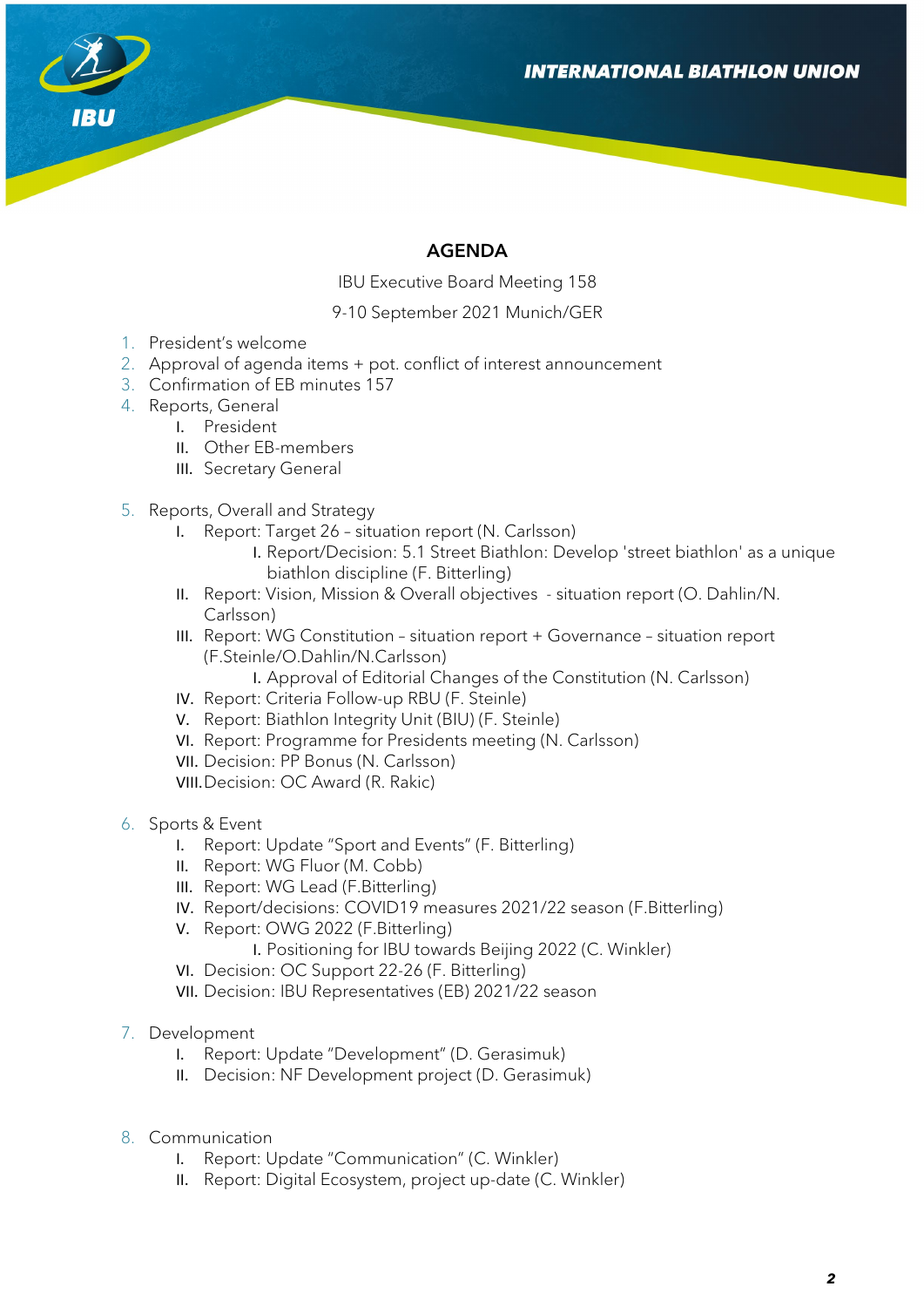# AGENDA

IBU Executive Board Meeting 158

9-10 September 2021 Munich/GER

1. President's welcome
2. Approval of agenda items + pot. conflict of interest announcement
3. Confirmation of EB minutes 157
4. Reports, General
   - I. President
   - II. Other EB-members
   - III. Secretary General
5. Reports, Overall and Strategy
   - I. Report: Target 26 – situation report (N. Carlsson)
     - I. Report/Decision: 5.1 Street Biathlon: Develop 'street biathlon' as a unique biathlon discipline (F. Bitterling)
   - II. Report: Vision, Mission & Overall objectives - situation report (O. Dahlin/N. Carlsson)
   - III. Report: WG Constitution – situation report + Governance – situation report (F.Steinle/O.Dahlin/N.Carlsson)
     - I. Approval of Editorial Changes of the Constitution (N. Carlsson)
   - IV. Report: Criteria Follow-up RBU (F. Steinle)
   - V. Report: Biathlon Integrity Unit (BIU) (F. Steinle)
   - VI. Report: Programme for Presidents meeting (N. Carlsson)
   - VII. Decision: PP Bonus (N. Carlsson)
   - VIII. Decision: OC Award (R. Rakic)
6. Sports & Event
   - I. Report: Update "Sport and Events" (F. Bitterling)
   - II. Report: WG Fluor (M. Cobb)
   - III. Report: WG Lead (F.Bitterling)
   - IV. Report/decisions: COVID19 measures 2021/22 season (F.Bitterling)
   - V. Report: OWG 2022 (F.Bitterling)
     - I. Positioning for IBU towards Beijing 2022 (C. Winkler)
   - VI. Decision: OC Support 22-26 (F. Bitterling)
   - VII. Decision: IBU Representatives (EB) 2021/22 season
7. Development
   - I. Report: Update "Development" (D. Gerasimuk)
   - II. Decision: NF Development project (D. Gerasimuk)
8. Communication
   - I. Report: Update "Communication" (C. Winkler)
   - II. Report: Digital Ecosystem, project up-date (C. Winkler)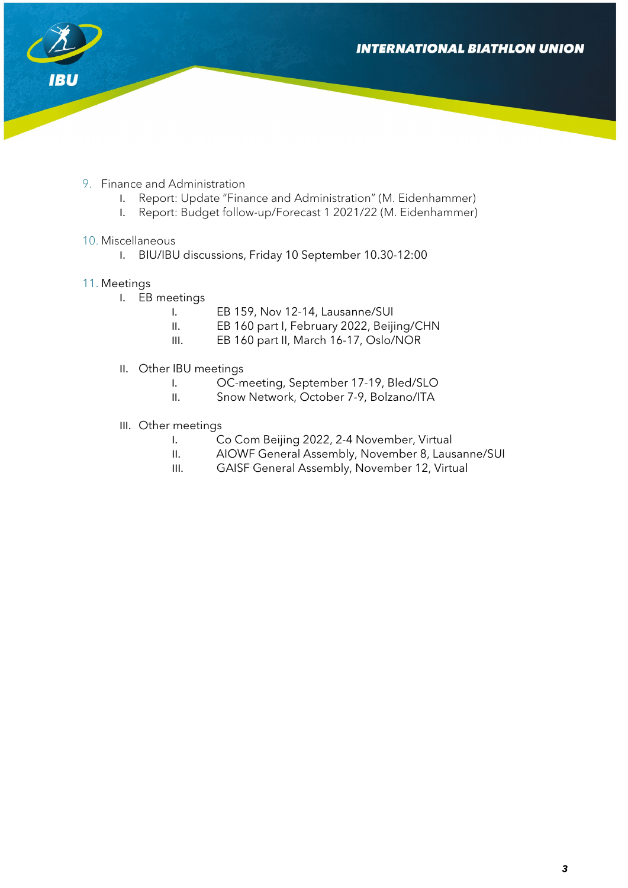9. Finance and Administration
    I. Report: Update "Finance and Administration" (M. Eidenhammer)
    I. Report: Budget follow-up/Forecast 1 2021/22 (M. Eidenhammer)

10. Miscellaneous
    I. BIU/IBU discussions, Friday 10 September 10.30-12:00

11. Meetings
    I. EB meetings
        I. EB 159, Nov 12-14, Lausanne/SUI
        II. EB 160 part I, February 2022, Beijing/CHN
        III. EB 160 part II, March 16-17, Oslo/NOR

    II. Other IBU meetings
        I. OC-meeting, September 17-19, Bled/SLO
        II. Snow Network, October 7-9, Bolzano/ITA

    III. Other meetings
        I. Co Com Beijing 2022, 2-4 November, Virtual
        II. AIOWF General Assembly, November 8, Lausanne/SUI
        III. GAISF General Assembly, November 12, Virtual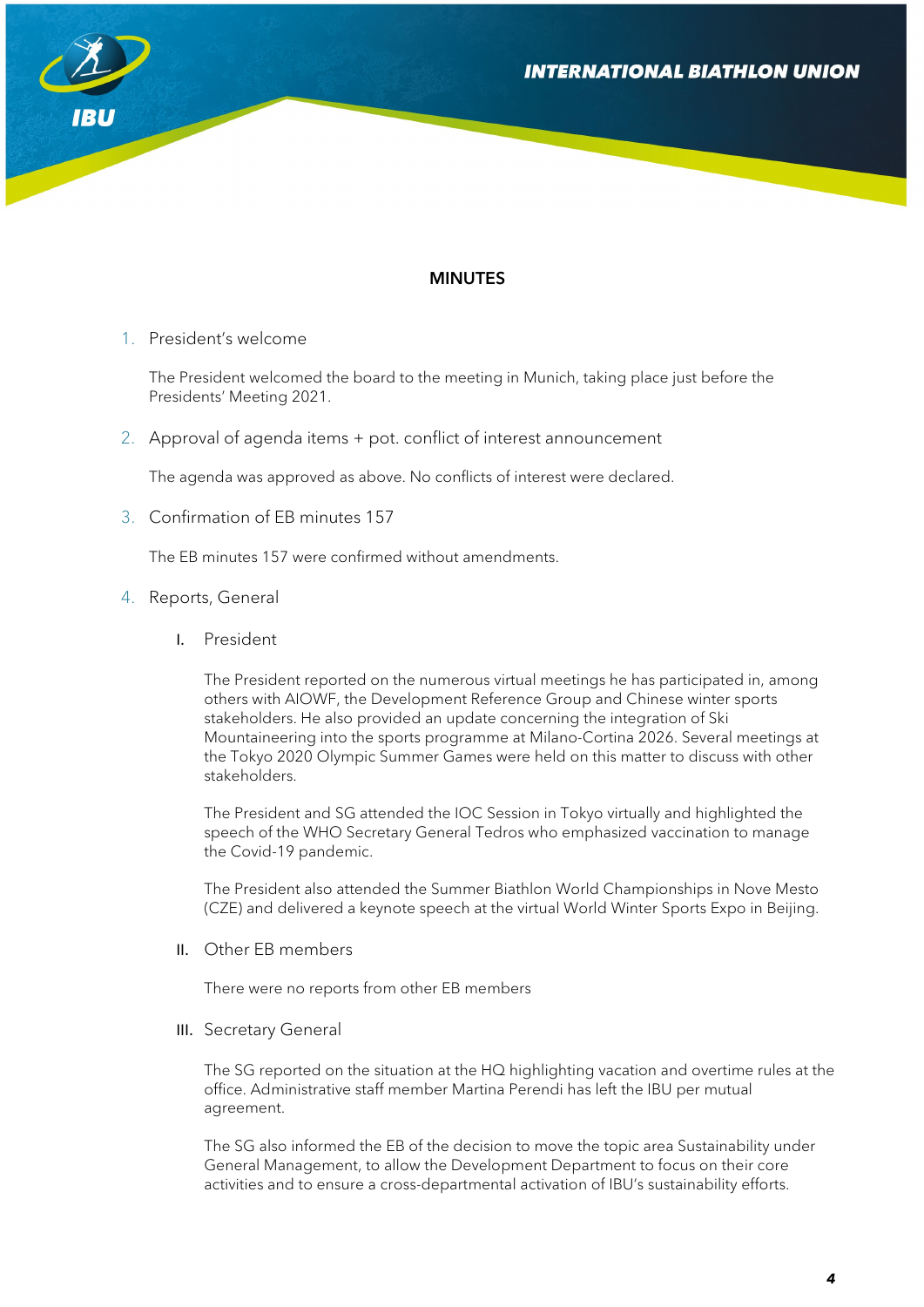## MINUTES

1. President's welcome

   The President welcomed the board to the meeting in Munich, taking place just before the Presidents' Meeting 2021.

2. Approval of agenda items + pot. conflict of interest announcement

   The agenda was approved as above. No conflicts of interest were declared.

3. Confirmation of EB minutes 157

   The EB minutes 157 were confirmed without amendments.

4. Reports, General

   I. President

   The President reported on the numerous virtual meetings he has participated in, among others with AIOWF, the Development Reference Group and Chinese winter sports stakeholders. He also provided an update concerning the integration of Ski Mountaineering into the sports programme at Milano-Cortina 2026. Several meetings at the Tokyo 2020 Olympic Summer Games were held on this matter to discuss with other stakeholders.

   The President and SG attended the IOC Session in Tokyo virtually and highlighted the speech of the WHO Secretary General Tedros who emphasized vaccination to manage the Covid-19 pandemic.

   The President also attended the Summer Biathlon World Championships in Nove Mesto (CZE) and delivered a keynote speech at the virtual World Winter Sports Expo in Beijing.

   II. Other EB members

   There were no reports from other EB members

   III. Secretary General

   The SG reported on the situation at the HQ highlighting vacation and overtime rules at the office. Administrative staff member Martina Perendi has left the IBU per mutual agreement.

   The SG also informed the EB of the decision to move the topic area Sustainability under General Management, to allow the Development Department to focus on their core activities and to ensure a cross-departmental activation of IBU's sustainability efforts.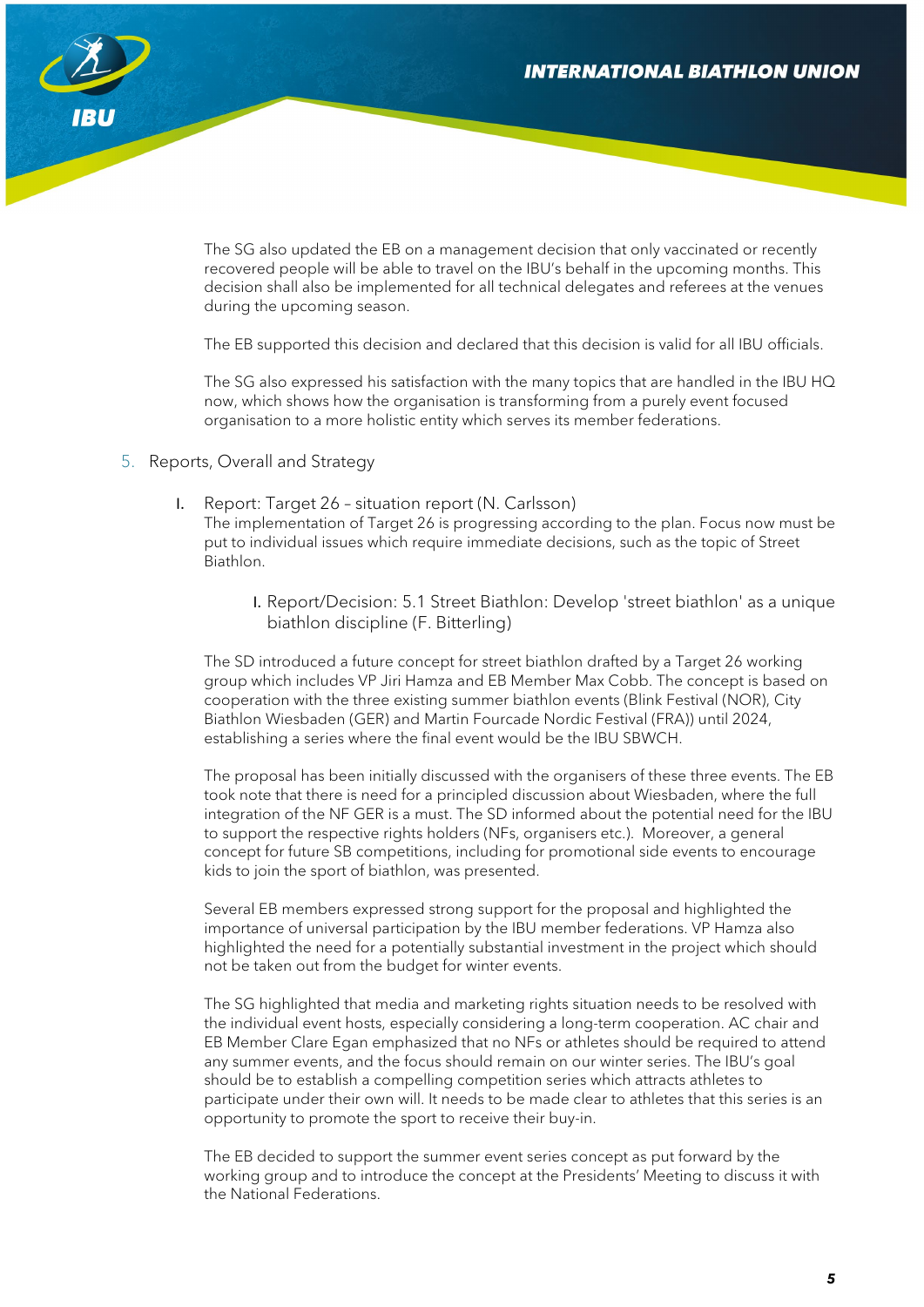The SG also updated the EB on a management decision that only vaccinated or recently recovered people will be able to travel on the IBU's behalf in the upcoming months. This decision shall also be implemented for all technical delegates and referees at the venues during the upcoming season.

The EB supported this decision and declared that this decision is valid for all IBU officials.

The SG also expressed his satisfaction with the many topics that are handled in the IBU HQ now, which shows how the organisation is transforming from a purely event focused organisation to a more holistic entity which serves its member federations.

5. Reports, Overall and Strategy

   I. Report: Target 26 – situation report (N. Carlsson)
   The implementation of Target 26 is progressing according to the plan. Focus now must be put to individual issues which require immediate decisions, such as the topic of Street Biathlon.

      I. Report/Decision: 5.1 Street Biathlon: Develop 'street biathlon' as a unique biathlon discipline (F. Bitterling)

The SD introduced a future concept for street biathlon drafted by a Target 26 working group which includes VP Jiri Hamza and EB Member Max Cobb. The concept is based on cooperation with the three existing summer biathlon events (Blink Festival (NOR), City Biathlon Wiesbaden (GER) and Martin Fourcade Nordic Festival (FRA)) until 2024, establishing a series where the final event would be the IBU SBWCH.

The proposal has been initially discussed with the organisers of these three events. The EB took note that there is need for a principled discussion about Wiesbaden, where the full integration of the NF GER is a must. The SD informed about the potential need for the IBU to support the respective rights holders (NFs, organisers etc.). Moreover, a general concept for future SB competitions, including for promotional side events to encourage kids to join the sport of biathlon, was presented.

Several EB members expressed strong support for the proposal and highlighted the importance of universal participation by the IBU member federations. VP Hamza also highlighted the need for a potentially substantial investment in the project which should not be taken out from the budget for winter events.

The SG highlighted that media and marketing rights situation needs to be resolved with the individual event hosts, especially considering a long-term cooperation. AC chair and EB Member Clare Egan emphasized that no NFs or athletes should be required to attend any summer events, and the focus should remain on our winter series. The IBU's goal should be to establish a compelling competition series which attracts athletes to participate under their own will. It needs to be made clear to athletes that this series is an opportunity to promote the sport to receive their buy-in.

The EB decided to support the summer event series concept as put forward by the working group and to introduce the concept at the Presidents' Meeting to discuss it with the National Federations.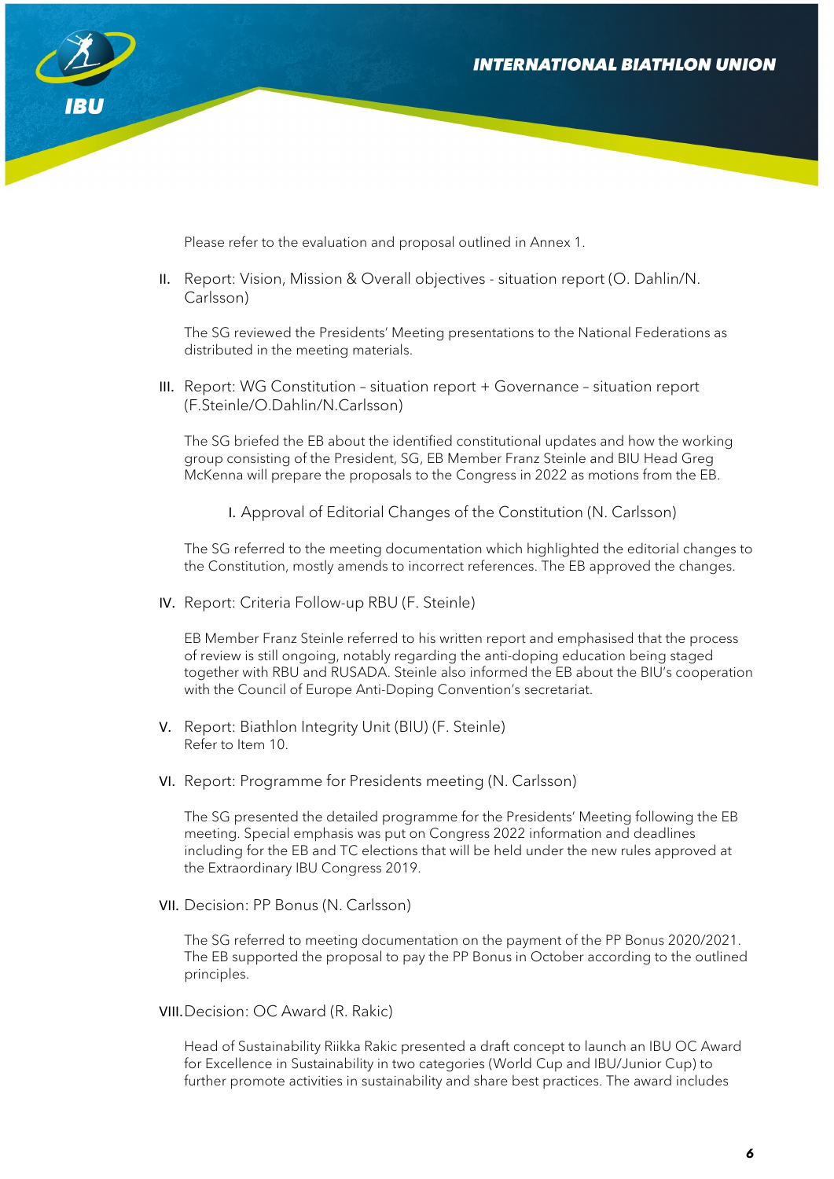Please refer to the evaluation and proposal outlined in Annex 1.

II. Report: Vision, Mission & Overall objectives - situation report (O. Dahlin/N. Carlsson)

The SG reviewed the Presidents' Meeting presentations to the National Federations as distributed in the meeting materials.

III. Report: WG Constitution – situation report + Governance – situation report (F.Steinle/O.Dahlin/N.Carlsson)

The SG briefed the EB about the identified constitutional updates and how the working group consisting of the President, SG, EB Member Franz Steinle and BIU Head Greg McKenna will prepare the proposals to the Congress in 2022 as motions from the EB.

I. Approval of Editorial Changes of the Constitution (N. Carlsson)

The SG referred to the meeting documentation which highlighted the editorial changes to the Constitution, mostly amends to incorrect references. The EB approved the changes.

IV. Report: Criteria Follow-up RBU (F. Steinle)

EB Member Franz Steinle referred to his written report and emphasised that the process of review is still ongoing, notably regarding the anti-doping education being staged together with RBU and RUSADA. Steinle also informed the EB about the BIU's cooperation with the Council of Europe Anti-Doping Convention's secretariat.

V. Report: Biathlon Integrity Unit (BIU) (F. Steinle)
Refer to Item 10.

VI. Report: Programme for Presidents meeting (N. Carlsson)

The SG presented the detailed programme for the Presidents' Meeting following the EB meeting. Special emphasis was put on Congress 2022 information and deadlines including for the EB and TC elections that will be held under the new rules approved at the Extraordinary IBU Congress 2019.

VII. Decision: PP Bonus (N. Carlsson)

The SG referred to meeting documentation on the payment of the PP Bonus 2020/2021. The EB supported the proposal to pay the PP Bonus in October according to the outlined principles.

VIII. Decision: OC Award (R. Rakic)

Head of Sustainability Riikka Rakic presented a draft concept to launch an IBU OC Award for Excellence in Sustainability in two categories (World Cup and IBU/Junior Cup) to further promote activities in sustainability and share best practices. The award includes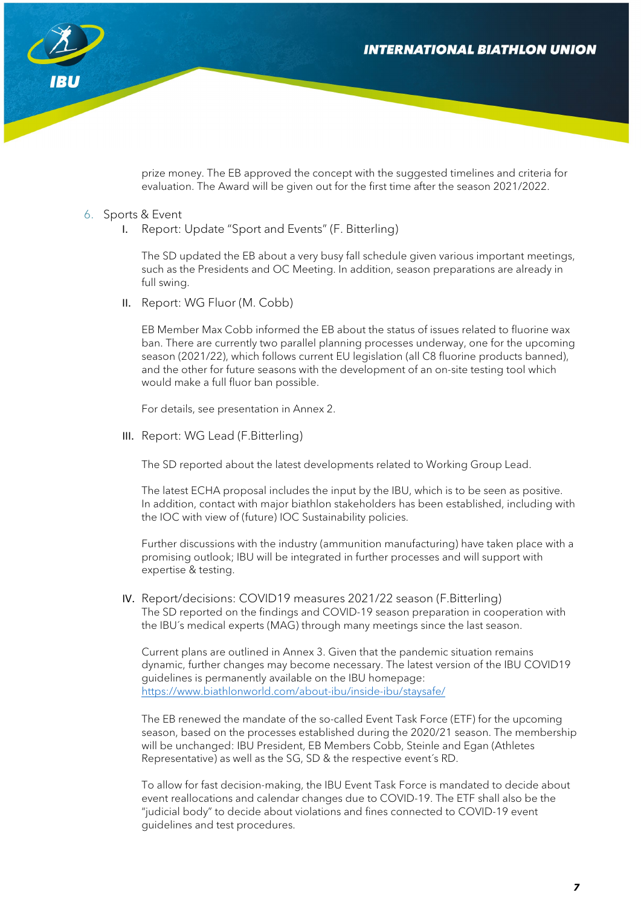prize money. The EB approved the concept with the suggested timelines and criteria for evaluation. The Award will be given out for the first time after the season 2021/2022.

6. Sports & Event

   I. Report: Update "Sport and Events" (F. Bitterling)

   The SD updated the EB about a very busy fall schedule given various important meetings, such as the Presidents and OC Meeting. In addition, season preparations are already in full swing.

   II. Report: WG Fluor (M. Cobb)

   EB Member Max Cobb informed the EB about the status of issues related to fluorine wax ban. There are currently two parallel planning processes underway, one for the upcoming season (2021/22), which follows current EU legislation (all C8 fluorine products banned), and the other for future seasons with the development of an on-site testing tool which would make a full fluor ban possible.

   For details, see presentation in Annex 2.

   III. Report: WG Lead (F.Bitterling)

   The SD reported about the latest developments related to Working Group Lead.

   The latest ECHA proposal includes the input by the IBU, which is to be seen as positive. In addition, contact with major biathlon stakeholders has been established, including with the IOC with view of (future) IOC Sustainability policies.

   Further discussions with the industry (ammunition manufacturing) have taken place with a promising outlook; IBU will be integrated in further processes and will support with expertise & testing.

   IV. Report/decisions: COVID19 measures 2021/22 season (F.Bitterling)

   The SD reported on the findings and COVID-19 season preparation in cooperation with the IBU´s medical experts (MAG) through many meetings since the last season.

   Current plans are outlined in Annex 3. Given that the pandemic situation remains dynamic, further changes may become necessary. The latest version of the IBU COVID19 guidelines is permanently available on the IBU homepage: [https://www.biathlonworld.com/about-ibu/inside-ibu/staysafe/](https://www.biathlonworld.com/about-ibu/inside-ibu/staysafe/)

   The EB renewed the mandate of the so-called Event Task Force (ETF) for the upcoming season, based on the processes established during the 2020/21 season. The membership will be unchanged: IBU President, EB Members Cobb, Steinle and Egan (Athletes Representative) as well as the SG, SD & the respective event´s RD.

   To allow for fast decision-making, the IBU Event Task Force is mandated to decide about event reallocations and calendar changes due to COVID-19. The ETF shall also be the "judicial body" to decide about violations and fines connected to COVID-19 event guidelines and test procedures.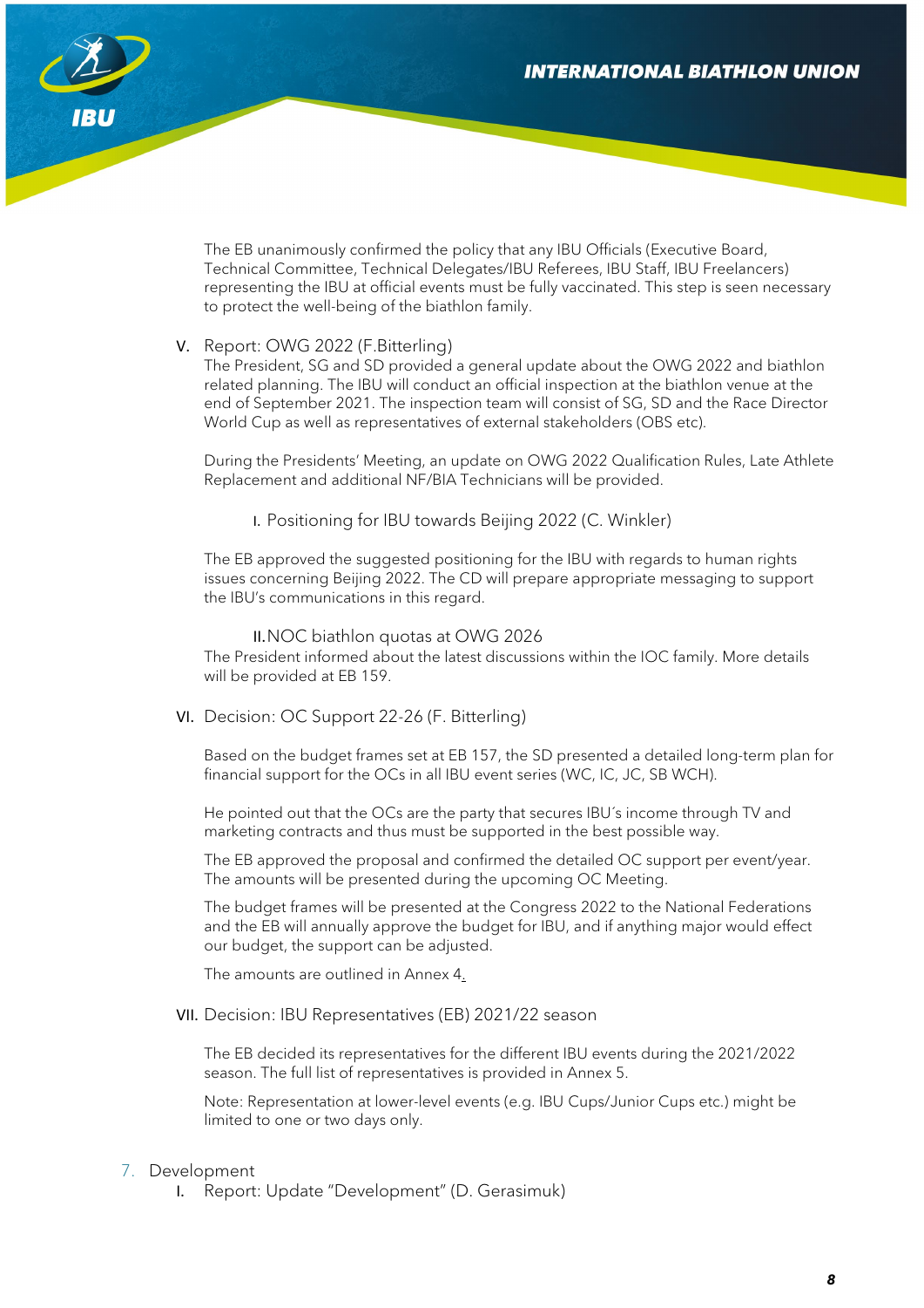The EB unanimously confirmed the policy that any IBU Officials (Executive Board, Technical Committee, Technical Delegates/IBU Referees, IBU Staff, IBU Freelancers) representing the IBU at official events must be fully vaccinated. This step is seen necessary to protect the well-being of the biathlon family.

V. Report: OWG 2022 (F.Bitterling)

The President, SG and SD provided a general update about the OWG 2022 and biathlon related planning. The IBU will conduct an official inspection at the biathlon venue at the end of September 2021. The inspection team will consist of SG, SD and the Race Director World Cup as well as representatives of external stakeholders (OBS etc).

During the Presidents' Meeting, an update on OWG 2022 Qualification Rules, Late Athlete Replacement and additional NF/BIA Technicians will be provided.

I. Positioning for IBU towards Beijing 2022 (C. Winkler)

The EB approved the suggested positioning for the IBU with regards to human rights issues concerning Beijing 2022. The CD will prepare appropriate messaging to support the IBU's communications in this regard.

II. NOC biathlon quotas at OWG 2026

The President informed about the latest discussions within the IOC family. More details will be provided at EB 159.

VI. Decision: OC Support 22-26 (F. Bitterling)

Based on the budget frames set at EB 157, the SD presented a detailed long-term plan for financial support for the OCs in all IBU event series (WC, IC, JC, SB WCH).

He pointed out that the OCs are the party that secures IBU´s income through TV and marketing contracts and thus must be supported in the best possible way.

The EB approved the proposal and confirmed the detailed OC support per event/year. The amounts will be presented during the upcoming OC Meeting.

The budget frames will be presented at the Congress 2022 to the National Federations and the EB will annually approve the budget for IBU, and if anything major would effect our budget, the support can be adjusted.

The amounts are outlined in Annex 4.

VII. Decision: IBU Representatives (EB) 2021/22 season

The EB decided its representatives for the different IBU events during the 2021/2022 season. The full list of representatives is provided in Annex 5.

Note: Representation at lower-level events (e.g. IBU Cups/Junior Cups etc.) might be limited to one or two days only.

7. Development

I. Report: Update "Development" (D. Gerasimuk)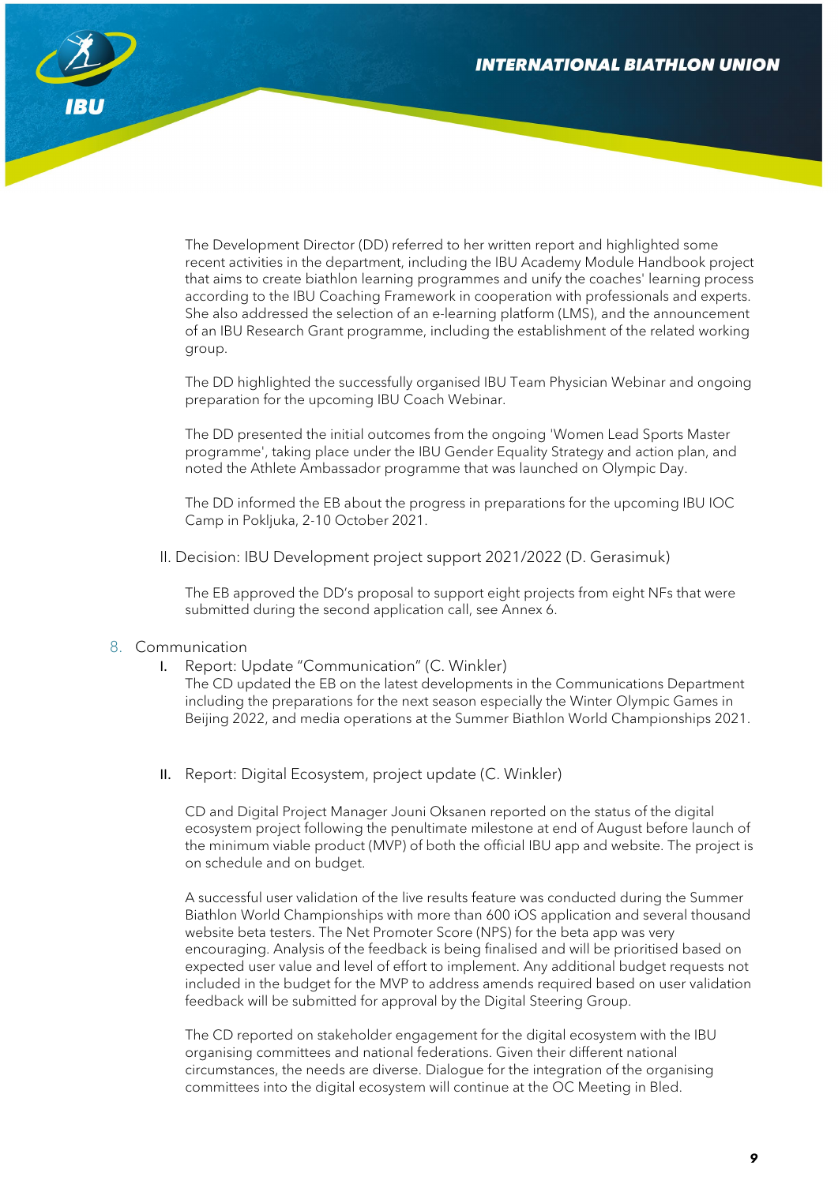The Development Director (DD) referred to her written report and highlighted some recent activities in the department, including the IBU Academy Module Handbook project that aims to create biathlon learning programmes and unify the coaches' learning process according to the IBU Coaching Framework in cooperation with professionals and experts. She also addressed the selection of an e-learning platform (LMS), and the announcement of an IBU Research Grant programme, including the establishment of the related working group.

The DD highlighted the successfully organised IBU Team Physician Webinar and ongoing preparation for the upcoming IBU Coach Webinar.

The DD presented the initial outcomes from the ongoing 'Women Lead Sports Master programme', taking place under the IBU Gender Equality Strategy and action plan, and noted the Athlete Ambassador programme that was launched on Olympic Day.

The DD informed the EB about the progress in preparations for the upcoming IBU IOC Camp in Pokljuka, 2-10 October 2021.

II. Decision: IBU Development project support 2021/2022 (D. Gerasimuk)

The EB approved the DD's proposal to support eight projects from eight NFs that were submitted during the second application call, see Annex 6.

8. Communication

I. Report: Update "Communication" (C. Winkler)
The CD updated the EB on the latest developments in the Communications Department including the preparations for the next season especially the Winter Olympic Games in Beijing 2022, and media operations at the Summer Biathlon World Championships 2021.

II. Report: Digital Ecosystem, project update (C. Winkler)

CD and Digital Project Manager Jouni Oksanen reported on the status of the digital ecosystem project following the penultimate milestone at end of August before launch of the minimum viable product (MVP) of both the official IBU app and website. The project is on schedule and on budget.

A successful user validation of the live results feature was conducted during the Summer Biathlon World Championships with more than 600 iOS application and several thousand website beta testers. The Net Promoter Score (NPS) for the beta app was very encouraging. Analysis of the feedback is being finalised and will be prioritised based on expected user value and level of effort to implement. Any additional budget requests not included in the budget for the MVP to address amends required based on user validation feedback will be submitted for approval by the Digital Steering Group.

The CD reported on stakeholder engagement for the digital ecosystem with the IBU organising committees and national federations. Given their different national circumstances, the needs are diverse. Dialogue for the integration of the organising committees into the digital ecosystem will continue at the OC Meeting in Bled.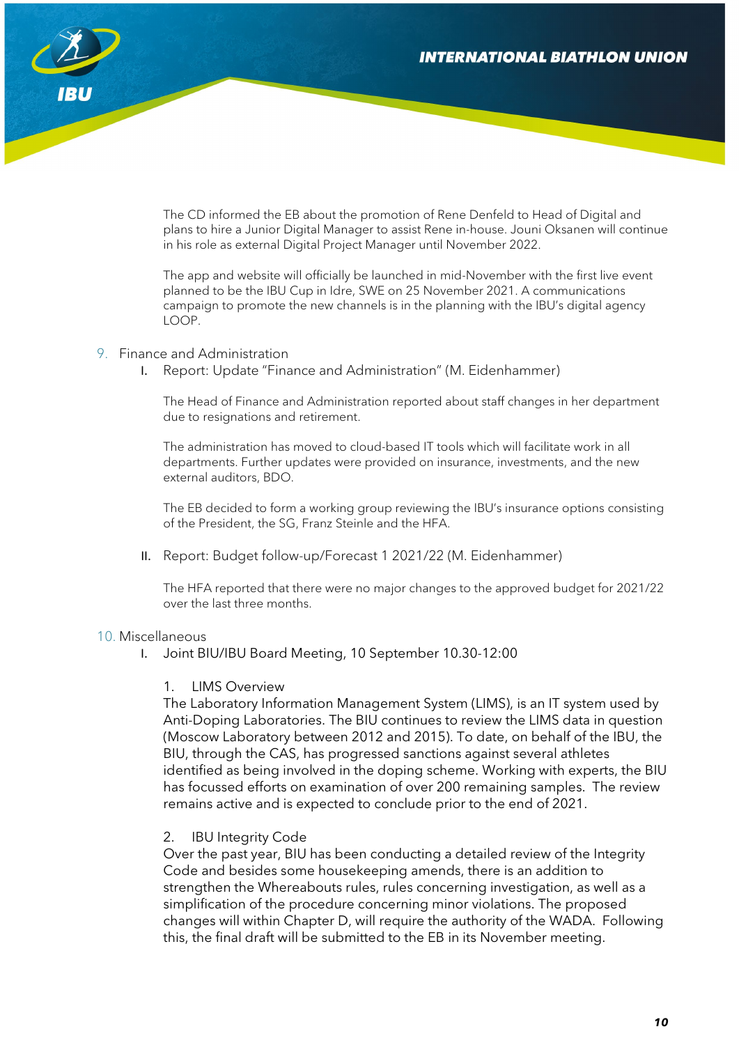The CD informed the EB about the promotion of Rene Denfeld to Head of Digital and plans to hire a Junior Digital Manager to assist Rene in-house. Jouni Oksanen will continue in his role as external Digital Project Manager until November 2022.

The app and website will officially be launched in mid-November with the first live event planned to be the IBU Cup in Idre, SWE on 25 November 2021. A communications campaign to promote the new channels is in the planning with the IBU's digital agency LOOP.

9. Finance and Administration

   I. Report: Update "Finance and Administration" (M. Eidenhammer)

   The Head of Finance and Administration reported about staff changes in her department due to resignations and retirement.

   The administration has moved to cloud-based IT tools which will facilitate work in all departments. Further updates were provided on insurance, investments, and the new external auditors, BDO.

   The EB decided to form a working group reviewing the IBU's insurance options consisting of the President, the SG, Franz Steinle and the HFA.

   II. Report: Budget follow-up/Forecast 1 2021/22 (M. Eidenhammer)

   The HFA reported that there were no major changes to the approved budget for 2021/22 over the last three months.

10. Miscellaneous

   I. Joint BIU/IBU Board Meeting, 10 September 10.30-12:00

   1. LIMS Overview
   
   The Laboratory Information Management System (LIMS), is an IT system used by Anti-Doping Laboratories. The BIU continues to review the LIMS data in question (Moscow Laboratory between 2012 and 2015). To date, on behalf of the IBU, the BIU, through the CAS, has progressed sanctions against several athletes identified as being involved in the doping scheme. Working with experts, the BIU has focussed efforts on examination of over 200 remaining samples. The review remains active and is expected to conclude prior to the end of 2021.

   2. IBU Integrity Code
   
   Over the past year, BIU has been conducting a detailed review of the Integrity Code and besides some housekeeping amends, there is an addition to strengthen the Whereabouts rules, rules concerning investigation, as well as a simplification of the procedure concerning minor violations. The proposed changes will within Chapter D, will require the authority of the WADA. Following this, the final draft will be submitted to the EB in its November meeting.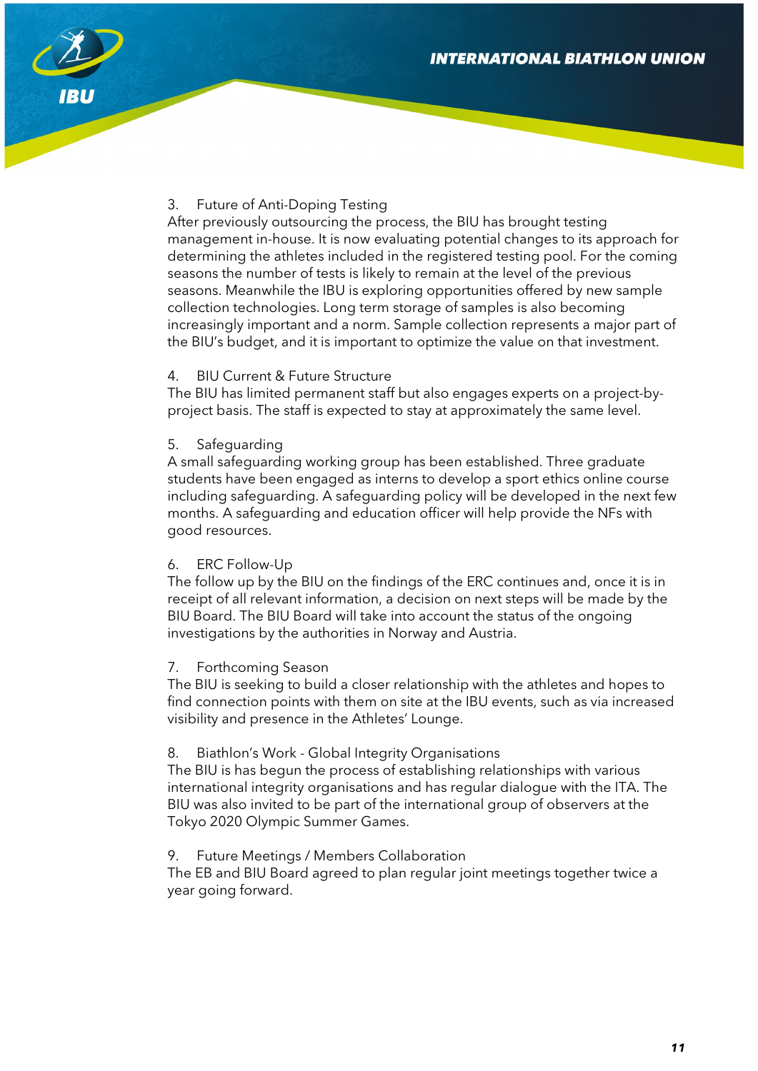3. Future of Anti-Doping Testing

After previously outsourcing the process, the BIU has brought testing management in-house. It is now evaluating potential changes to its approach for determining the athletes included in the registered testing pool. For the coming seasons the number of tests is likely to remain at the level of the previous seasons. Meanwhile the IBU is exploring opportunities offered by new sample collection technologies. Long term storage of samples is also becoming increasingly important and a norm. Sample collection represents a major part of the BIU's budget, and it is important to optimize the value on that investment.

4. BIU Current & Future Structure

The BIU has limited permanent staff but also engages experts on a project-by-project basis. The staff is expected to stay at approximately the same level.

5. Safeguarding

A small safeguarding working group has been established. Three graduate students have been engaged as interns to develop a sport ethics online course including safeguarding. A safeguarding policy will be developed in the next few months. A safeguarding and education officer will help provide the NFs with good resources.

6. ERC Follow-Up

The follow up by the BIU on the findings of the ERC continues and, once it is in receipt of all relevant information, a decision on next steps will be made by the BIU Board. The BIU Board will take into account the status of the ongoing investigations by the authorities in Norway and Austria.

7. Forthcoming Season

The BIU is seeking to build a closer relationship with the athletes and hopes to find connection points with them on site at the IBU events, such as via increased visibility and presence in the Athletes' Lounge.

8. Biathlon's Work - Global Integrity Organisations

The BIU is has begun the process of establishing relationships with various international integrity organisations and has regular dialogue with the ITA. The BIU was also invited to be part of the international group of observers at the Tokyo 2020 Olympic Summer Games.

9. Future Meetings / Members Collaboration

The EB and BIU Board agreed to plan regular joint meetings together twice a year going forward.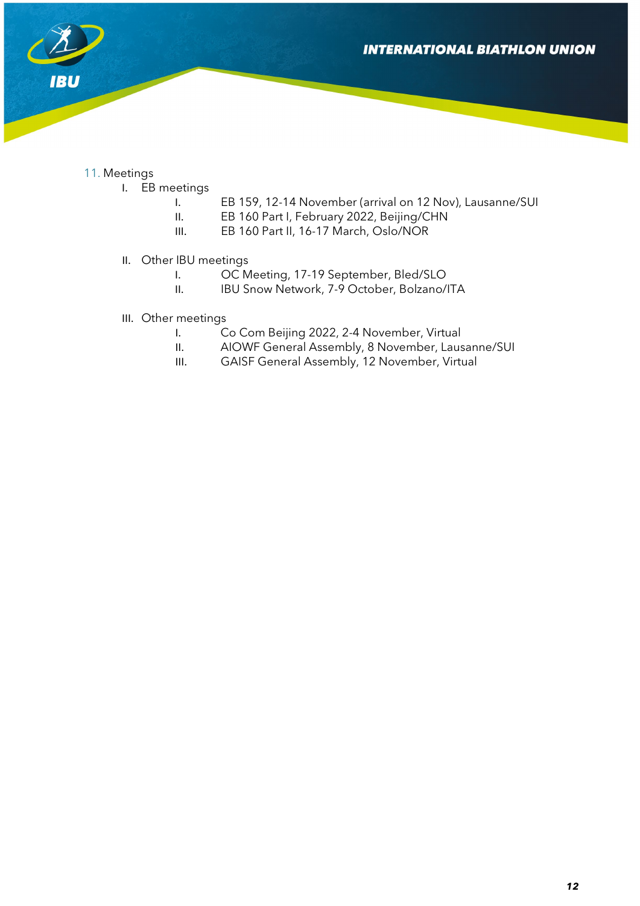## 11. Meetings

I. EB meetings

   I. EB 159, 12-14 November (arrival on 12 Nov), Lausanne/SUI
   II. EB 160 Part I, February 2022, Beijing/CHN
   III. EB 160 Part II, 16-17 March, Oslo/NOR

II. Other IBU meetings

   I. OC Meeting, 17-19 September, Bled/SLO
   II. IBU Snow Network, 7-9 October, Bolzano/ITA

III. Other meetings

   I. Co Com Beijing 2022, 2-4 November, Virtual
   II. AIOWF General Assembly, 8 November, Lausanne/SUI
   III. GAISF General Assembly, 12 November, Virtual